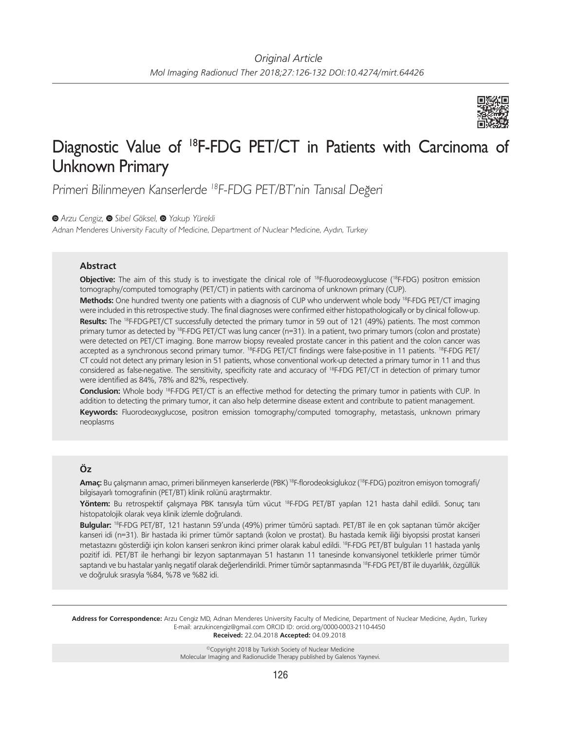*Original Article*

# Diagnostic Value of $^{18}$F-FDG PET/CT in Patients with Carcinoma of Unknown Primary

*Primeri Bilinmeyen Kanserlerde $^{18}$F-FDG PET/BT'nin Tanısal Değeri*

*Arzu Cengiz, Sibel Göksel, Yakup Yürekli*

*Adnan Menderes University Faculty of Medicine, Department of Nuclear Medicine, Aydın, Turkey*

## Abstract

**Objective:** The aim of this study is to investigate the clinical role of $^{18}$F-fluorodeoxyglucose ($^{18}$F-FDG) positron emission tomography/computed tomography (PET/CT) in patients with carcinoma of unknown primary (CUP).

**Methods:** One hundred twenty one patients with a diagnosis of CUP who underwent whole body $^{18}$F-FDG PET/CT imaging were included in this retrospective study. The final diagnoses were confirmed either histopathologically or by clinical follow-up.

**Results:** The $^{18}$F-FDG-PET/CT successfully detected the primary tumor in 59 out of 121 (49%) patients. The most common primary tumor as detected by $^{18}$F-FDG PET/CT was lung cancer (n=31). In a patient, two primary tumors (colon and prostate) were detected on PET/CT imaging. Bone marrow biopsy revealed prostate cancer in this patient and the colon cancer was accepted as a synchronous second primary tumor. $^{18}$F-FDG PET/CT findings were false-positive in 11 patients. $^{18}$F-FDG PET/CT could not detect any primary lesion in 51 patients, whose conventional work-up detected a primary tumor in 11 and thus considered as false-negative. The sensitivity, specificity rate and accuracy of $^{18}$F-FDG PET/CT in detection of primary tumor were identified as 84%, 78% and 82%, respectively.

**Conclusion:** Whole body $^{18}$F-FDG PET/CT is an effective method for detecting the primary tumor in patients with CUP. In addition to detecting the primary tumor, it can also help determine disease extent and contribute to patient management.

**Keywords:** Fluorodeoxyglucose, positron emission tomography/computed tomography, metastasis, unknown primary neoplasms

## Öz

**Amaç:** Bu çalışmanın amacı, primeri bilinmeyen kanserlerde (PBK) $^{18}$F-florodeoksiglukoz ($^{18}$F-FDG) pozitron emisyon tomografi/bilgisayarlı tomografinin (PET/BT) klinik rolünü araştırmaktır.

**Yöntem:** Bu retrospektif çalışmaya PBK tanısıyla tüm vücut $^{18}$F-FDG PET/BT yapılan 121 hasta dahil edildi. Sonuç tanı histopatolojik olarak veya klinik izlemle doğrulandı.

**Bulgular:** $^{18}$F-FDG PET/BT, 121 hastanın 59'unda (49%) primer tümörü saptadı. PET/BT ile en çok saptanan tümör akciğer kanseri idi (n=31). Bir hastada iki primer tümör saptandı (kolon ve prostat). Bu hastada kemik iliği biyopsisi prostat kanseri metastazını gösterdiği için kolon kanseri senkron ikinci primer olarak kabul edildi. $^{18}$F-FDG PET/BT bulguları 11 hastada yanlış pozitif idi. PET/BT ile herhangi bir lezyon saptanmayan 51 hastanın 11 tanesinde konvansiyonel tetkiklerle primer tümör saptandı ve bu hastalar yanlış negatif olarak değerlendirildi. Primer tümör saptanmasında $^{18}$F-FDG PET/BT ile duyarlılık, özgüllük ve doğruluk sırasıyla %84, %78 ve %82 idi.

**Address for Correspondence:** Arzu Cengiz MD, Adnan Menderes University Faculty of Medicine, Department of Nuclear Medicine, Aydın, Turkey
E-mail: arzukincengiz@gmail.com ORCID ID: orcid.org/0000-0003-2110-4450
**Received:** 22.04.2018 **Accepted:** 04.09.2018

©Copyright 2018 by Turkish Society of Nuclear Medicine
Molecular Imaging and Radionuclide Therapy published by Galenos Yayınevi.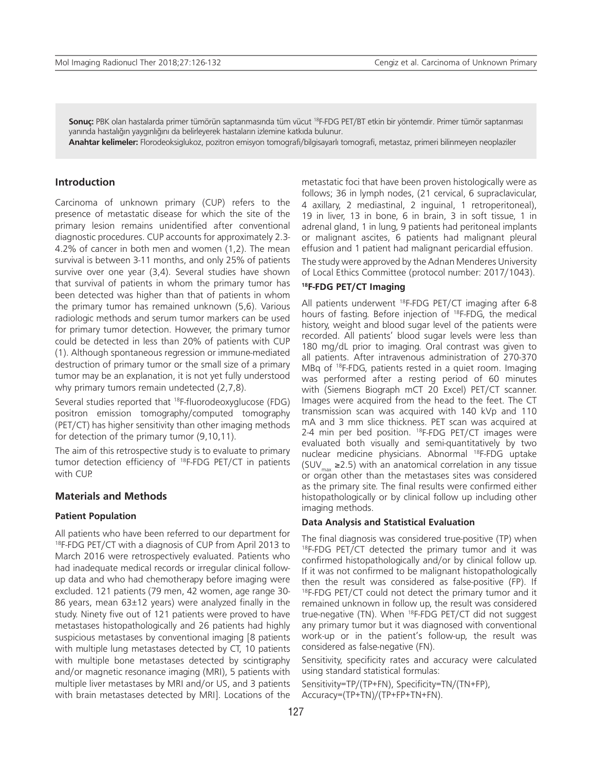**Sonuç:** PBK olan hastalarda primer tümörün saptanmasında tüm vücut $^{18}$F-FDG PET/BT etkin bir yöntemdir. Primer tümör saptanması yanında hastalığın yaygınlığını da belirleyerek hastaların izlemine katkıda bulunur.

**Anahtar kelimeler:** Florodeoksiglukoz, pozitron emisyon tomografi/bilgisayarlı tomografi, metastaz, primeri bilinmeyen neoplaziler

## Introduction

Carcinoma of unknown primary (CUP) refers to the presence of metastatic disease for which the site of the primary lesion remains unidentified after conventional diagnostic procedures. CUP accounts for approximately 2.3-4.2% of cancer in both men and women (1,2). The mean survival is between 3-11 months, and only 25% of patients survive over one year (3,4). Several studies have shown that survival of patients in whom the primary tumor has been detected was higher than that of patients in whom the primary tumor has remained unknown (5,6). Various radiologic methods and serum tumor markers can be used for primary tumor detection. However, the primary tumor could be detected in less than 20% of patients with CUP (1). Although spontaneous regression or immune-mediated destruction of primary tumor or the small size of a primary tumor may be an explanation, it is not yet fully understood why primary tumors remain undetected (2,7,8).

Several studies reported that $^{18}$F-fluorodeoxyglucose (FDG) positron emission tomography/computed tomography (PET/CT) has higher sensitivity than other imaging methods for detection of the primary tumor (9,10,11).

The aim of this retrospective study is to evaluate to primary tumor detection efficiency of $^{18}$F-FDG PET/CT in patients with CUP.

## Materials and Methods

### Patient Population

All patients who have been referred to our department for $^{18}$F-FDG PET/CT with a diagnosis of CUP from April 2013 to March 2016 were retrospectively evaluated. Patients who had inadequate medical records or irregular clinical follow-up data and who had chemotherapy before imaging were excluded. 121 patients (79 men, 42 women, age range 30-86 years, mean 63±12 years) were analyzed finally in the study. Ninety five out of 121 patients were proved to have metastases histopathologically and 26 patients had highly suspicious metastases by conventional imaging [8 patients with multiple lung metastases detected by CT, 10 patients with multiple bone metastases detected by scintigraphy and/or magnetic resonance imaging (MRI), 5 patients with multiple liver metastases by MRI and/or US, and 3 patients with brain metastases detected by MRI]. Locations of the metastatic foci that have been proven histologically were as follows; 36 in lymph nodes, (21 cervical, 6 supraclavicular, 4 axillary, 2 mediastinal, 2 inguinal, 1 retroperitoneal), 19 in liver, 13 in bone, 6 in brain, 3 in soft tissue, 1 in adrenal gland, 1 in lung, 9 patients had peritoneal implants or malignant ascites, 6 patients had malignant pleural effusion and 1 patient had malignant pericardial effusion.

The study were approved by the Adnan Menderes University of Local Ethics Committee (protocol number: 2017/1043).

### $^{18}$F-FDG PET/CT Imaging

All patients underwent $^{18}$F-FDG PET/CT imaging after 6-8 hours of fasting. Before injection of $^{18}$F-FDG, the medical history, weight and blood sugar level of the patients were recorded. All patients' blood sugar levels were less than 180 mg/dL prior to imaging. Oral contrast was given to all patients. After intravenous administration of 270-370 MBq of $^{18}$F-FDG, patients rested in a quiet room. Imaging was performed after a resting period of 60 minutes with (Siemens Biograph mCT 20 Excel) PET/CT scanner. Images were acquired from the head to the feet. The CT transmission scan was acquired with 140 kVp and 110 mA and 3 mm slice thickness. PET scan was acquired at 2-4 min per bed position. $^{18}$F-FDG PET/CT images were evaluated both visually and semi-quantitatively by two nuclear medicine physicians. Abnormal $^{18}$F-FDG uptake ($SUV_{max}$ ≥2.5) with an anatomical correlation in any tissue or organ other than the metastases sites was considered as the primary site. The final results were confirmed either histopathologically or by clinical follow up including other imaging methods.

### Data Analysis and Statistical Evaluation

The final diagnosis was considered true-positive (TP) when $^{18}$F-FDG PET/CT detected the primary tumor and it was confirmed histopathologically and/or by clinical follow up. If it was not confirmed to be malignant histopathologically then the result was considered as false-positive (FP). If $^{18}$F-FDG PET/CT could not detect the primary tumor and it remained unknown in follow up, the result was considered true-negative (TN). When $^{18}$F-FDG PET/CT did not suggest any primary tumor but it was diagnosed with conventional work-up or in the patient's follow-up, the result was considered as false-negative (FN).

Sensitivity, specificity rates and accuracy were calculated using standard statistical formulas:

Sensitivity=TP/(TP+FN), Specificity=TN/(TN+FP), Accuracy=(TP+TN)/(TP+FP+TN+FN).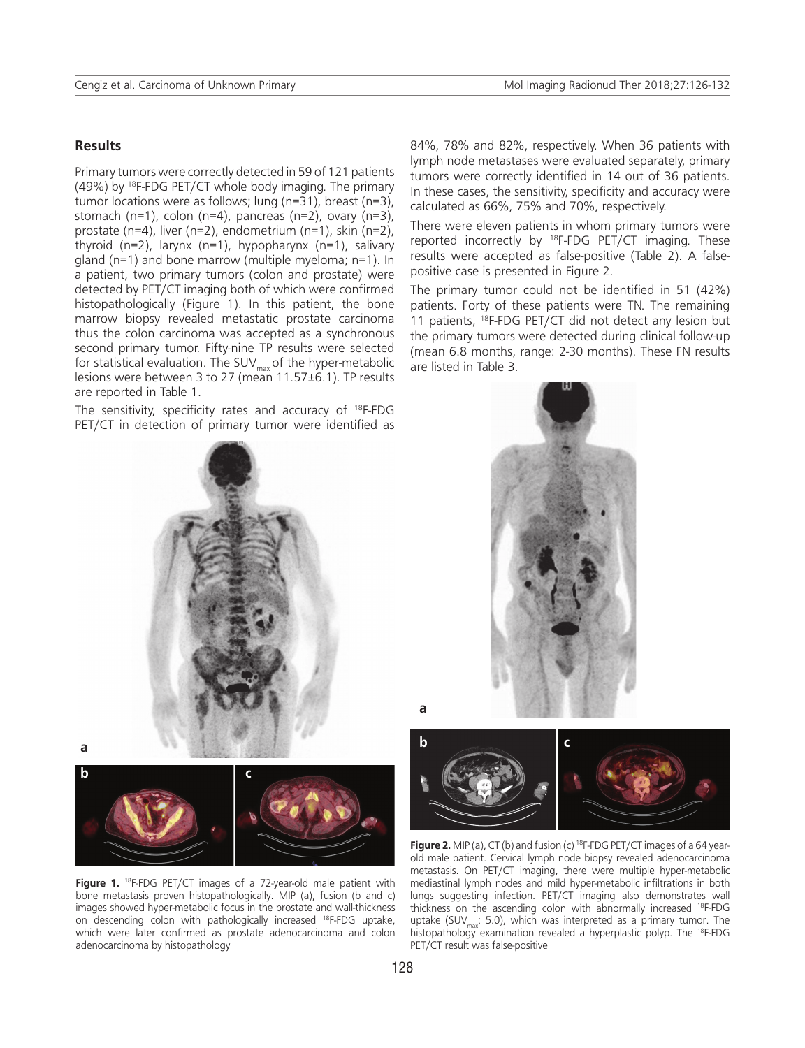## Results

Primary tumors were correctly detected in 59 of 121 patients (49%) by $^{18}$F-FDG PET/CT whole body imaging. The primary tumor locations were as follows; lung (n=31), breast (n=3), stomach (n=1), colon (n=4), pancreas (n=2), ovary (n=3), prostate (n=4), liver (n=2), endometrium (n=1), skin (n=2), thyroid (n=2), larynx (n=1), hypopharynx (n=1), salivary gland (n=1) and bone marrow (multiple myeloma; n=1). In a patient, two primary tumors (colon and prostate) were detected by PET/CT imaging both of which were confirmed histopathologically (Figure 1). In this patient, the bone marrow biopsy revealed metastatic prostate carcinoma thus the colon carcinoma was accepted as a synchronous second primary tumor. Fifty-nine TP results were selected for statistical evaluation. The $SUV_{max}$ of the hyper-metabolic lesions were between 3 to 27 (mean 11.57±6.1). TP results are reported in Table 1.

The sensitivity, specificity rates and accuracy of $^{18}$F-FDG PET/CT in detection of primary tumor were identified as 84%, 78% and 82%, respectively. When 36 patients with lymph node metastases were evaluated separately, primary tumors were correctly identified in 14 out of 36 patients. In these cases, the sensitivity, specificity and accuracy were calculated as 66%, 75% and 70%, respectively.

There were eleven patients in whom primary tumors were reported incorrectly by $^{18}$F-FDG PET/CT imaging. These results were accepted as false-positive (Table 2). A false-positive case is presented in Figure 2.

The primary tumor could not be identified in 51 (42%) patients. Forty of these patients were TN. The remaining 11 patients, $^{18}$F-FDG PET/CT did not detect any lesion but the primary tumors were detected during clinical follow-up (mean 6.8 months, range: 2-30 months). These FN results are listed in Table 3.

**Figure 1.** $^{18}$F-FDG PET/CT images of a 72-year-old male patient with bone metastasis proven histopathologically. MIP (a), fusion (b and c) images showed hyper-metabolic focus in the prostate and wall-thickness on descending colon with pathologically increased $^{18}$F-FDG uptake, which were later confirmed as prostate adenocarcinoma and colon adenocarcinoma by histopathology

**Figure 2.** MIP (a), CT (b) and fusion (c) $^{18}$F-FDG PET/CT images of a 64 year-old male patient. Cervical lymph node biopsy revealed adenocarcinoma metastasis. On PET/CT imaging, there were multiple hyper-metabolic mediastinal lymph nodes and mild hyper-metabolic infiltrations in both lungs suggesting infection. PET/CT imaging also demonstrates wall thickness on the ascending colon with abnormally increased $^{18}$F-FDG uptake ($SUV_{max}$: 5.0), which was interpreted as a primary tumor. The histopathology examination revealed a hyperplastic polyp. The $^{18}$F-FDG PET/CT result was false-positive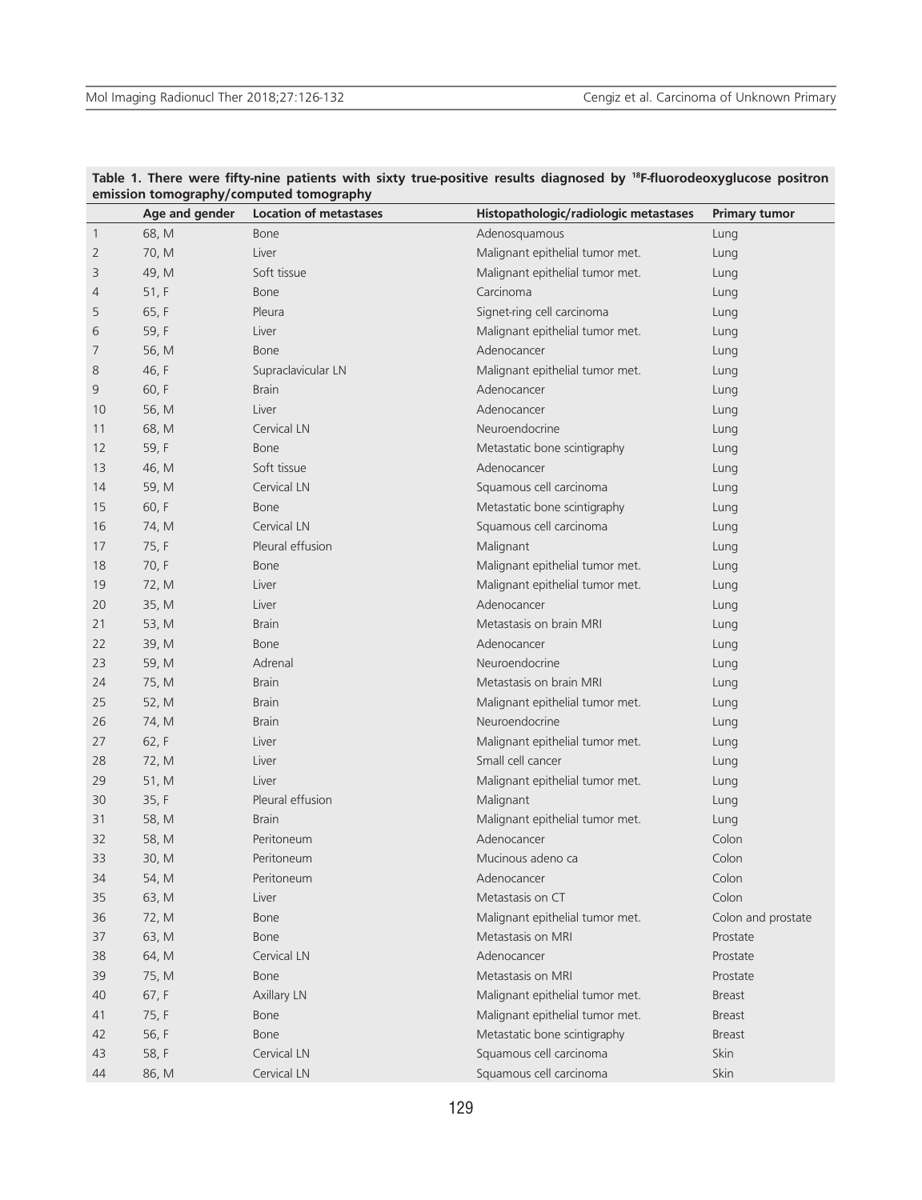**Table 1. There were fifty-nine patients with sixty true-positive results diagnosed by $^{18}$F-fluorodeoxyglucose positron emission tomography/computed tomography**

| | Age and gender | Location of metastases | Histopathologic/radiologic metastases | Primary tumor |
|---|---|---|---|---|
| 1 | 68, M | Bone | Adenosquamous | Lung |
| 2 | 70, M | Liver | Malignant epithelial tumor met. | Lung |
| 3 | 49, M | Soft tissue | Malignant epithelial tumor met. | Lung |
| 4 | 51, F | Bone | Carcinoma | Lung |
| 5 | 65, F | Pleura | Signet-ring cell carcinoma | Lung |
| 6 | 59, F | Liver | Malignant epithelial tumor met. | Lung |
| 7 | 56, M | Bone | Adenocancer | Lung |
| 8 | 46, F | Supraclavicular LN | Malignant epithelial tumor met. | Lung |
| 9 | 60, F | Brain | Adenocancer | Lung |
| 10 | 56, M | Liver | Adenocancer | Lung |
| 11 | 68, M | Cervical LN | Neuroendocrine | Lung |
| 12 | 59, F | Bone | Metastatic bone scintigraphy | Lung |
| 13 | 46, M | Soft tissue | Adenocancer | Lung |
| 14 | 59, M | Cervical LN | Squamous cell carcinoma | Lung |
| 15 | 60, F | Bone | Metastatic bone scintigraphy | Lung |
| 16 | 74, M | Cervical LN | Squamous cell carcinoma | Lung |
| 17 | 75, F | Pleural effusion | Malignant | Lung |
| 18 | 70, F | Bone | Malignant epithelial tumor met. | Lung |
| 19 | 72, M | Liver | Malignant epithelial tumor met. | Lung |
| 20 | 35, M | Liver | Adenocancer | Lung |
| 21 | 53, M | Brain | Metastasis on brain MRI | Lung |
| 22 | 39, M | Bone | Adenocancer | Lung |
| 23 | 59, M | Adrenal | Neuroendocrine | Lung |
| 24 | 75, M | Brain | Metastasis on brain MRI | Lung |
| 25 | 52, M | Brain | Malignant epithelial tumor met. | Lung |
| 26 | 74, M | Brain | Neuroendocrine | Lung |
| 27 | 62, F | Liver | Malignant epithelial tumor met. | Lung |
| 28 | 72, M | Liver | Small cell cancer | Lung |
| 29 | 51, M | Liver | Malignant epithelial tumor met. | Lung |
| 30 | 35, F | Pleural effusion | Malignant | Lung |
| 31 | 58, M | Brain | Malignant epithelial tumor met. | Lung |
| 32 | 58, M | Peritoneum | Adenocancer | Colon |
| 33 | 30, M | Peritoneum | Mucinous adeno ca | Colon |
| 34 | 54, M | Peritoneum | Adenocancer | Colon |
| 35 | 63, M | Liver | Metastasis on CT | Colon |
| 36 | 72, M | Bone | Malignant epithelial tumor met. | Colon and prostate |
| 37 | 63, M | Bone | Metastasis on MRI | Prostate |
| 38 | 64, M | Cervical LN | Adenocancer | Prostate |
| 39 | 75, M | Bone | Metastasis on MRI | Prostate |
| 40 | 67, F | Axillary LN | Malignant epithelial tumor met. | Breast |
| 41 | 75, F | Bone | Malignant epithelial tumor met. | Breast |
| 42 | 56, F | Bone | Metastatic bone scintigraphy | Breast |
| 43 | 58, F | Cervical LN | Squamous cell carcinoma | Skin |
| 44 | 86, M | Cervical LN | Squamous cell carcinoma | Skin |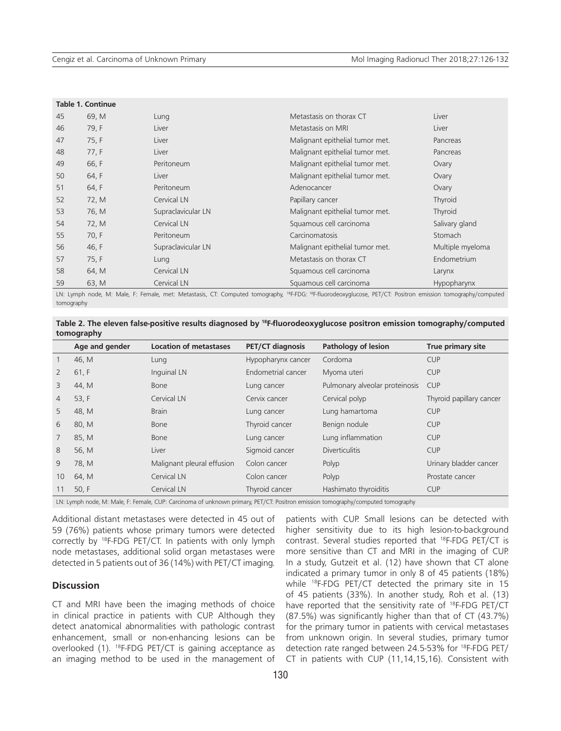**Table 1. Continue**

| | | | | |
|---|---|---|---|---|
| 45 | 69, M | Lung | Metastasis on thorax CT | Liver |
| 46 | 79, F | Liver | Metastasis on MRI | Liver |
| 47 | 75, F | Liver | Malignant epithelial tumor met. | Pancreas |
| 48 | 77, F | Liver | Malignant epithelial tumor met. | Pancreas |
| 49 | 66, F | Peritoneum | Malignant epithelial tumor met. | Ovary |
| 50 | 64, F | Liver | Malignant epithelial tumor met. | Ovary |
| 51 | 64, F | Peritoneum | Adenocancer | Ovary |
| 52 | 72, M | Cervical LN | Papillary cancer | Thyroid |
| 53 | 76, M | Supraclavicular LN | Malignant epithelial tumor met. | Thyroid |
| 54 | 72, M | Cervical LN | Squamous cell carcinoma | Salivary gland |
| 55 | 70, F | Peritoneum | Carcinomatosis | Stomach |
| 56 | 46, F | Supraclavicular LN | Malignant epithelial tumor met. | Multiple myeloma |
| 57 | 75, F | Lung | Metastasis on thorax CT | Endometrium |
| 58 | 64, M | Cervical LN | Squamous cell carcinoma | Larynx |
| 59 | 63, M | Cervical LN | Squamous cell carcinoma | Hypopharynx |

LN: Lymph node, M: Male, F: Female, met: Metastasis, CT: Computed tomography, $^{18}$F-FDG: $^{18}$F-fluorodeoxyglucose, PET/CT: Positron emission tomography/computed tomography

**Table 2. The eleven false-positive results diagnosed by $^{18}$F-fluorodeoxyglucose positron emission tomography/computed tomography**

| | Age and gender | Location of metastases | PET/CT diagnosis | Pathology of lesion | True primary site |
|---|---|---|---|---|---|
| 1 | 46, M | Lung | Hypopharynx cancer | Cordoma | CUP |
| 2 | 61, F | Inguinal LN | Endometrial cancer | Myoma uteri | CUP |
| 3 | 44, M | Bone | Lung cancer | Pulmonary alveolar proteinosis | CUP |
| 4 | 53, F | Cervical LN | Cervix cancer | Cervical polyp | Thyroid papillary cancer |
| 5 | 48, M | Brain | Lung cancer | Lung hamartoma | CUP |
| 6 | 80, M | Bone | Thyroid cancer | Benign nodule | CUP |
| 7 | 85, M | Bone | Lung cancer | Lung inflammation | CUP |
| 8 | 56, M | Liver | Sigmoid cancer | Diverticulitis | CUP |
| 9 | 78, M | Malignant pleural effusion | Colon cancer | Polyp | Urinary bladder cancer |
| 10 | 64, M | Cervical LN | Colon cancer | Polyp | Prostate cancer |
| 11 | 50, F | Cervical LN | Thyroid cancer | Hashimato thyroiditis | CUP |

LN: Lymph node, M: Male, F: Female, CUP: Carcinoma of unknown primary, PET/CT: Positron emission tomography/computed tomography

Additional distant metastases were detected in 45 out of 59 (76%) patients whose primary tumors were detected correctly by $^{18}$F-FDG PET/CT. In patients with only lymph node metastases, additional solid organ metastases were detected in 5 patients out of 36 (14%) with PET/CT imaging.

## Discussion

CT and MRI have been the imaging methods of choice in clinical practice in patients with CUP. Although they detect anatomical abnormalities with pathologic contrast enhancement, small or non-enhancing lesions can be overlooked (1). $^{18}$F-FDG PET/CT is gaining acceptance as an imaging method to be used in the management of patients with CUP. Small lesions can be detected with higher sensitivity due to its high lesion-to-background contrast. Several studies reported that $^{18}$F-FDG PET/CT is more sensitive than CT and MRI in the imaging of CUP. In a study, Gutzeit et al. (12) have shown that CT alone indicated a primary tumor in only 8 of 45 patients (18%) while $^{18}$F-FDG PET/CT detected the primary site in 15 of 45 patients (33%). In another study, Roh et al. (13) have reported that the sensitivity rate of $^{18}$F-FDG PET/CT (87.5%) was significantly higher than that of CT (43.7%) for the primary tumor in patients with cervical metastases from unknown origin. In several studies, primary tumor detection rate ranged between 24.5-53% for $^{18}$F-FDG PET/CT in patients with CUP (11,14,15,16). Consistent with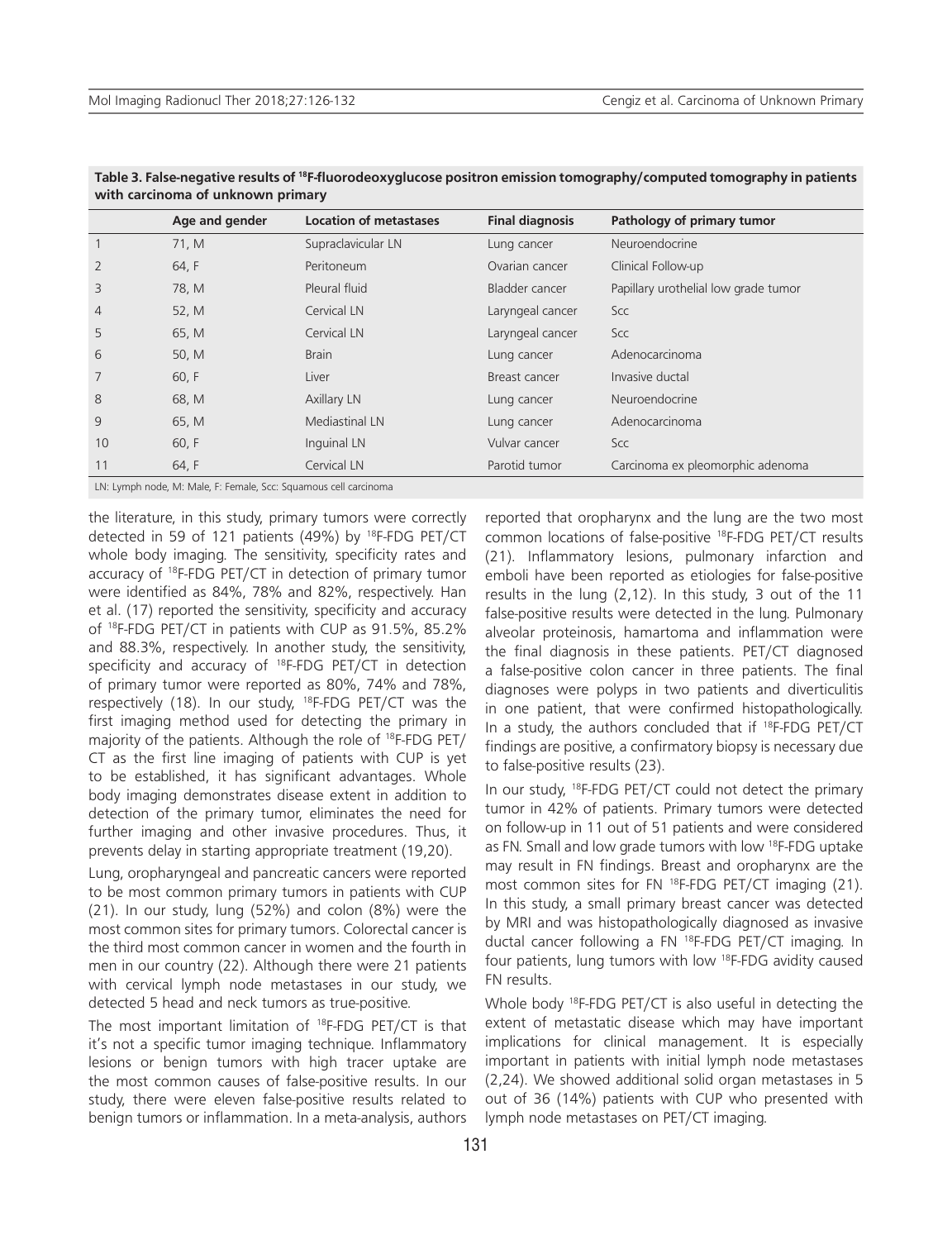**Table 3. False-negative results of $^{18}$F-fluorodeoxyglucose positron emission tomography/computed tomography in patients with carcinoma of unknown primary**

| | Age and gender | Location of metastases | Final diagnosis | Pathology of primary tumor |
|---|---|---|---|---|
| 1 | 71, M | Supraclavicular LN | Lung cancer | Neuroendocrine |
| 2 | 64, F | Peritoneum | Ovarian cancer | Clinical Follow-up |
| 3 | 78, M | Pleural fluid | Bladder cancer | Papillary urothelial low grade tumor |
| 4 | 52, M | Cervical LN | Laryngeal cancer | Scc |
| 5 | 65, M | Cervical LN | Laryngeal cancer | Scc |
| 6 | 50, M | Brain | Lung cancer | Adenocarcinoma |
| 7 | 60, F | Liver | Breast cancer | Invasive ductal |
| 8 | 68, M | Axillary LN | Lung cancer | Neuroendocrine |
| 9 | 65, M | Mediastinal LN | Lung cancer | Adenocarcinoma |
| 10 | 60, F | Inguinal LN | Vulvar cancer | Scc |
| 11 | 64, F | Cervical LN | Parotid tumor | Carcinoma ex pleomorphic adenoma |

LN: Lymph node, M: Male, F: Female, Scc: Squamous cell carcinoma

the literature, in this study, primary tumors were correctly detected in 59 of 121 patients (49%) by $^{18}$F-FDG PET/CT whole body imaging. The sensitivity, specificity rates and accuracy of $^{18}$F-FDG PET/CT in detection of primary tumor were identified as 84%, 78% and 82%, respectively. Han et al. (17) reported the sensitivity, specificity and accuracy of $^{18}$F-FDG PET/CT in patients with CUP as 91.5%, 85.2% and 88.3%, respectively. In another study, the sensitivity, specificity and accuracy of $^{18}$F-FDG PET/CT in detection of primary tumor were reported as 80%, 74% and 78%, respectively (18). In our study, $^{18}$F-FDG PET/CT was the first imaging method used for detecting the primary in majority of the patients. Although the role of $^{18}$F-FDG PET/CT as the first line imaging of patients with CUP is yet to be established, it has significant advantages. Whole body imaging demonstrates disease extent in addition to detection of the primary tumor, eliminates the need for further imaging and other invasive procedures. Thus, it prevents delay in starting appropriate treatment (19,20).

Lung, oropharyngeal and pancreatic cancers were reported to be most common primary tumors in patients with CUP (21). In our study, lung (52%) and colon (8%) were the most common sites for primary tumors. Colorectal cancer is the third most common cancer in women and the fourth in men in our country (22). Although there were 21 patients with cervical lymph node metastases in our study, we detected 5 head and neck tumors as true-positive.

The most important limitation of $^{18}$F-FDG PET/CT is that it's not a specific tumor imaging technique. Inflammatory lesions or benign tumors with high tracer uptake are the most common causes of false-positive results. In our study, there were eleven false-positive results related to benign tumors or inflammation. In a meta-analysis, authors reported that oropharynx and the lung are the two most common locations of false-positive $^{18}$F-FDG PET/CT results (21). Inflammatory lesions, pulmonary infarction and emboli have been reported as etiologies for false-positive results in the lung (2,12). In this study, 3 out of the 11 false-positive results were detected in the lung. Pulmonary alveolar proteinosis, hamartoma and inflammation were the final diagnosis in these patients. PET/CT diagnosed a false-positive colon cancer in three patients. The final diagnoses were polyps in two patients and diverticulitis in one patient, that were confirmed histopathologically. In a study, the authors concluded that if $^{18}$F-FDG PET/CT findings are positive, a confirmatory biopsy is necessary due to false-positive results (23).

In our study, $^{18}$F-FDG PET/CT could not detect the primary tumor in 42% of patients. Primary tumors were detected on follow-up in 11 out of 51 patients and were considered as FN. Small and low grade tumors with low $^{18}$F-FDG uptake may result in FN findings. Breast and oropharynx are the most common sites for FN $^{18}$F-FDG PET/CT imaging (21). In this study, a small primary breast cancer was detected by MRI and was histopathologically diagnosed as invasive ductal cancer following a FN $^{18}$F-FDG PET/CT imaging. In four patients, lung tumors with low $^{18}$F-FDG avidity caused FN results.

Whole body $^{18}$F-FDG PET/CT is also useful in detecting the extent of metastatic disease which may have important implications for clinical management. It is especially important in patients with initial lymph node metastases (2,24). We showed additional solid organ metastases in 5 out of 36 (14%) patients with CUP who presented with lymph node metastases on PET/CT imaging.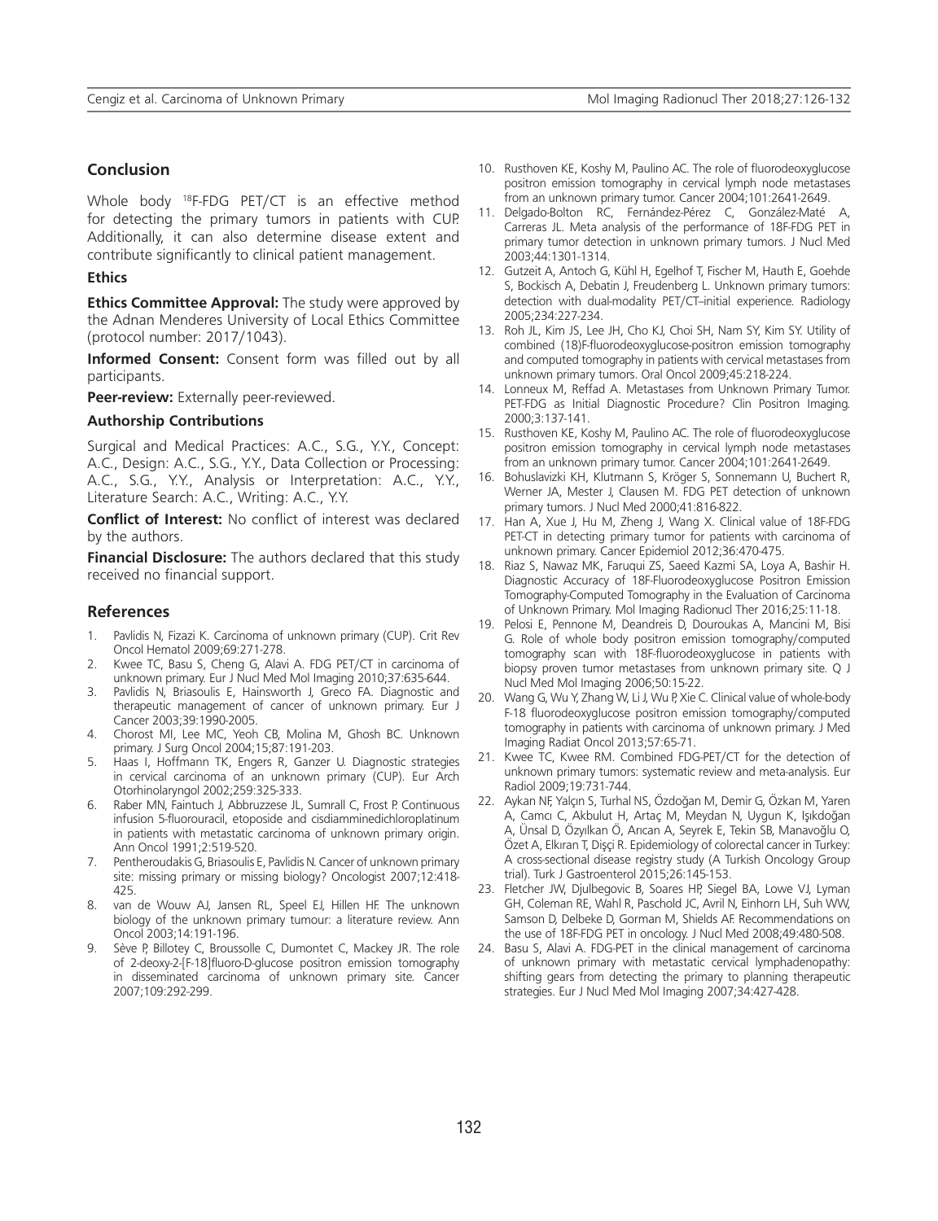## Conclusion

Whole body [18]F-FDG PET/CT is an effective method for detecting the primary tumors in patients with CUP. Additionally, it can also determine disease extent and contribute significantly to clinical patient management.

### Ethics

**Ethics Committee Approval:** The study were approved by the Adnan Menderes University of Local Ethics Committee (protocol number: 2017/1043).

**Informed Consent:** Consent form was filled out by all participants.

**Peer-review:** Externally peer-reviewed.

### Authorship Contributions

Surgical and Medical Practices: A.C., S.G., Y.Y., Concept: A.C., Design: A.C., S.G., Y.Y., Data Collection or Processing: A.C., S.G., Y.Y., Analysis or Interpretation: A.C., Y.Y., Literature Search: A.C., Writing: A.C., Y.Y.

**Conflict of Interest:** No conflict of interest was declared by the authors.

**Financial Disclosure:** The authors declared that this study received no financial support.

## References

1. Pavlidis N, Fizazi K. Carcinoma of unknown primary (CUP). Crit Rev Oncol Hematol 2009;69:271-278.
2. Kwee TC, Basu S, Cheng G, Alavi A. FDG PET/CT in carcinoma of unknown primary. Eur J Nucl Med Mol Imaging 2010;37:635-644.
3. Pavlidis N, Briasoulis E, Hainsworth J, Greco FA. Diagnostic and therapeutic management of cancer of unknown primary. Eur J Cancer 2003;39:1990-2005.
4. Chorost MI, Lee MC, Yeoh CB, Molina M, Ghosh BC. Unknown primary. J Surg Oncol 2004;15;87:191-203.
5. Haas I, Hoffmann TK, Engers R, Ganzer U. Diagnostic strategies in cervical carcinoma of an unknown primary (CUP). Eur Arch Otorhinolaryngol 2002;259:325-333.
6. Raber MN, Faintuch J, Abbruzzese JL, Sumrall C, Frost P. Continuous infusion 5-fluorouracil, etoposide and cisdiamminedichloroplatinum in patients with metastatic carcinoma of unknown primary origin. Ann Oncol 1991;2:519-520.
7. Pentheroudakis G, Briasoulis E, Pavlidis N. Cancer of unknown primary site: missing primary or missing biology? Oncologist 2007;12:418-425.
8. van de Wouw AJ, Jansen RL, Speel EJ, Hillen HF. The unknown biology of the unknown primary tumour: a literature review. Ann Oncol 2003;14:191-196.
9. Sève P, Billotey C, Broussolle C, Dumontet C, Mackey JR. The role of 2-deoxy-2-[F-18]fluoro-D-glucose positron emission tomography in disseminated carcinoma of unknown primary site. Cancer 2007;109:292-299.
10. Rusthoven KE, Koshy M, Paulino AC. The role of fluorodeoxyglucose positron emission tomography in cervical lymph node metastases from an unknown primary tumor. Cancer 2004;101:2641-2649.
11. Delgado-Bolton RC, Fernández-Pérez C, González-Maté A, Carreras JL. Meta analysis of the performance of 18F-FDG PET in primary tumor detection in unknown primary tumors. J Nucl Med 2003;44:1301-1314.
12. Gutzeit A, Antoch G, Kühl H, Egelhof T, Fischer M, Hauth E, Goehde S, Bockisch A, Debatin J, Freudenberg L. Unknown primary tumors: detection with dual-modality PET/CT–initial experience. Radiology 2005;234:227-234.
13. Roh JL, Kim JS, Lee JH, Cho KJ, Choi SH, Nam SY, Kim SY. Utility of combined (18)F-fluorodeoxyglucose-positron emission tomography and computed tomography in patients with cervical metastases from unknown primary tumors. Oral Oncol 2009;45:218-224.
14. Lonneux M, Reffad A. Metastases from Unknown Primary Tumor. PET-FDG as Initial Diagnostic Procedure? Clin Positron Imaging. 2000;3:137-141.
15. Rusthoven KE, Koshy M, Paulino AC. The role of fluorodeoxyglucose positron emission tomography in cervical lymph node metastases from an unknown primary tumor. Cancer 2004;101:2641-2649.
16. Bohuslavizki KH, Klutmann S, Kröger S, Sonnemann U, Buchert R, Werner JA, Mester J, Clausen M. FDG PET detection of unknown primary tumors. J Nucl Med 2000;41:816-822.
17. Han A, Xue J, Hu M, Zheng J, Wang X. Clinical value of 18F-FDG PET-CT in detecting primary tumor for patients with carcinoma of unknown primary. Cancer Epidemiol 2012;36:470-475.
18. Riaz S, Nawaz MK, Faruqui ZS, Saeed Kazmi SA, Loya A, Bashir H. Diagnostic Accuracy of 18F-Fluorodeoxyglucose Positron Emission Tomography-Computed Tomography in the Evaluation of Carcinoma of Unknown Primary. Mol Imaging Radionucl Ther 2016;25:11-18.
19. Pelosi E, Pennone M, Deandreis D, Douroukas A, Mancini M, Bisi G. Role of whole body positron emission tomography/computed tomography scan with 18F-fluorodeoxyglucose in patients with biopsy proven tumor metastases from unknown primary site. Q J Nucl Med Mol Imaging 2006;50:15-22.
20. Wang G, Wu Y, Zhang W, Li J, Wu P, Xie C. Clinical value of whole-body F-18 fluorodeoxyglucose positron emission tomography/computed tomography in patients with carcinoma of unknown primary. J Med Imaging Radiat Oncol 2013;57:65-71.
21. Kwee TC, Kwee RM. Combined FDG-PET/CT for the detection of unknown primary tumors: systematic review and meta-analysis. Eur Radiol 2009;19:731-744.
22. Aykan NF, Yalçın S, Turhal NS, Özdoğan M, Demir G, Özkan M, Yaren A, Camcı C, Akbulut H, Artaç M, Meydan N, Uygun K, Işıkdoğan A, Ünsal D, Özyılkan Ö, Arıcan A, Seyrek E, Tekin SB, Manavoğlu O, Özet A, Elkıran T, Dişçi R. Epidemiology of colorectal cancer in Turkey: A cross-sectional disease registry study (A Turkish Oncology Group trial). Turk J Gastroenterol 2015;26:145-153.
23. Fletcher JW, Djulbegovic B, Soares HP, Siegel BA, Lowe VJ, Lyman GH, Coleman RE, Wahl R, Paschold JC, Avril N, Einhorn LH, Suh WW, Samson D, Delbeke D, Gorman M, Shields AF. Recommendations on the use of 18F-FDG PET in oncology. J Nucl Med 2008;49:480-508.
24. Basu S, Alavi A. FDG-PET in the clinical management of carcinoma of unknown primary with metastatic cervical lymphadenopathy: shifting gears from detecting the primary to planning therapeutic strategies. Eur J Nucl Med Mol Imaging 2007;34:427-428.